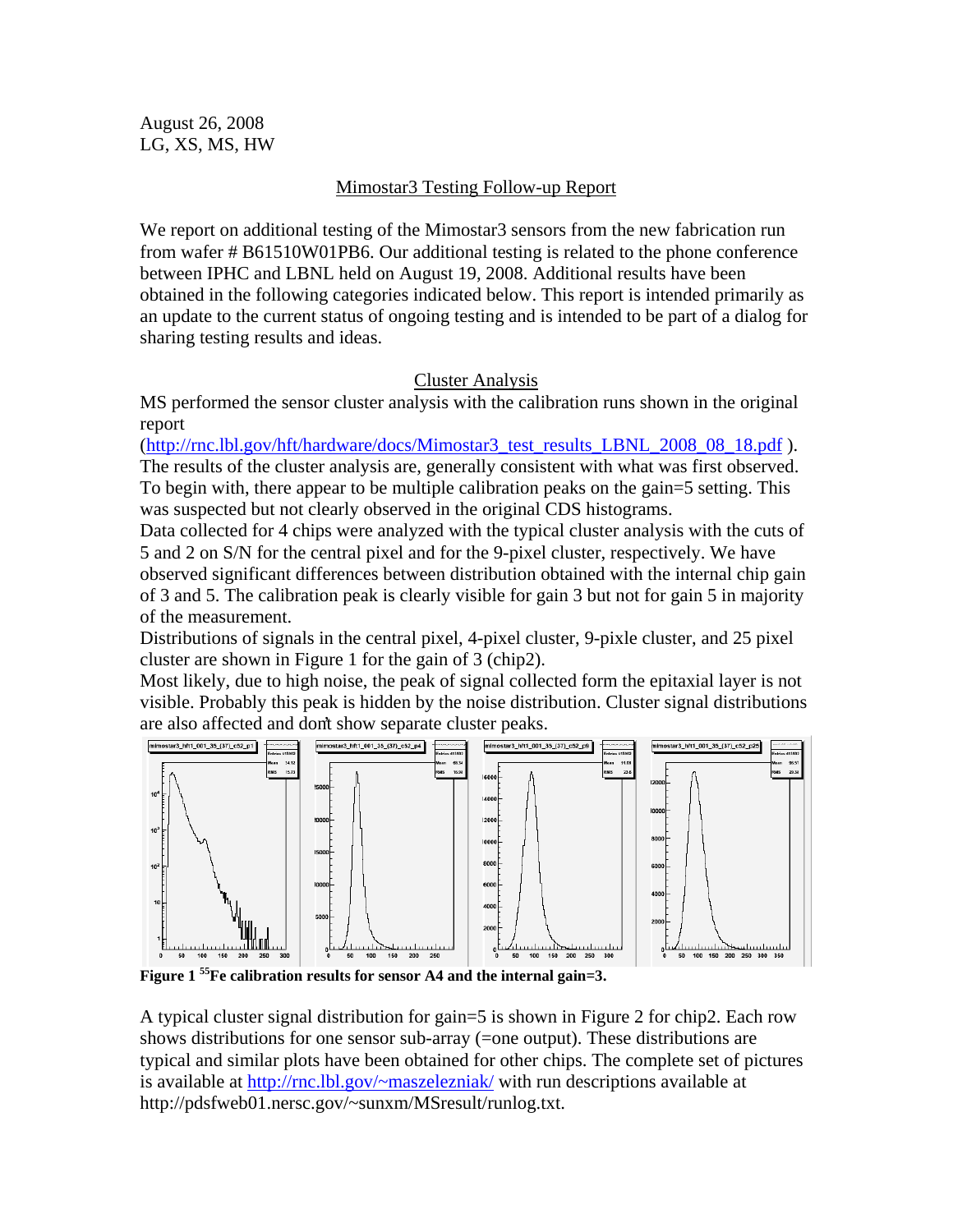August 26, 2008
LG, XS, MS, HW

## Mimostar3 Testing Follow-up Report

We report on additional testing of the Mimostar3 sensors from the new fabrication run from wafer # B61510W01PB6. Our additional testing is related to the phone conference between IPHC and LBNL held on August 19, 2008. Additional results have been obtained in the following categories indicated below. This report is intended primarily as an update to the current status of ongoing testing and is intended to be part of a dialog for sharing testing results and ideas.

### Cluster Analysis

MS performed the sensor cluster analysis with the calibration runs shown in the original report (http://rnc.lbl.gov/hft/hardware/docs/Mimostar3_test_results_LBNL_2008_08_18.pdf ). The results of the cluster analysis are, generally consistent with what was first observed. To begin with, there appear to be multiple calibration peaks on the gain=5 setting. This was suspected but not clearly observed in the original CDS histograms.
Data collected for 4 chips were analyzed with the typical cluster analysis with the cuts of 5 and 2 on S/N for the central pixel and for the 9-pixel cluster, respectively. We have observed significant differences between distribution obtained with the internal chip gain of 3 and 5. The calibration peak is clearly visible for gain 3 but not for gain 5 in majority of the measurement.
Distributions of signals in the central pixel, 4-pixel cluster, 9-pixle cluster, and 25 pixel cluster are shown in Figure 1 for the gain of 3 (chip2).
Most likely, due to high noise, the peak of signal collected form the epitaxial layer is not visible. Probably this peak is hidden by the noise distribution. Cluster signal distributions are also affected and don't show separate cluster peaks.

**Figure 1 $^{55}$Fe calibration results for sensor A4 and the internal gain=3.**

A typical cluster signal distribution for gain=5 is shown in Figure 2 for chip2. Each row shows distributions for one sensor sub-array (=one output). These distributions are typical and similar plots have been obtained for other chips. The complete set of pictures is available at http://rnc.lbl.gov/~maszelezniak/ with run descriptions available at http://pdsfweb01.nersc.gov/~sunxm/MSresult/runlog.txt.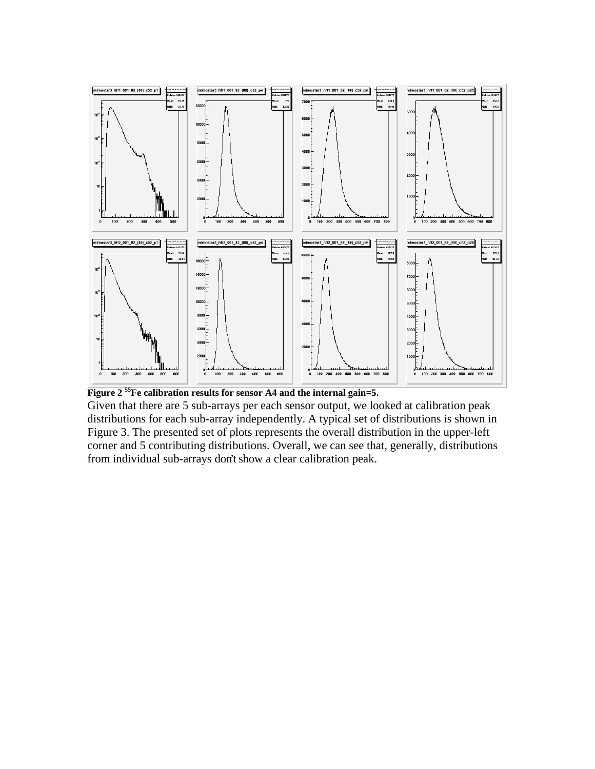**Figure 2 $^{55}$Fe calibration results for sensor A4 and the internal gain=5.**

Given that there are 5 sub-arrays per each sensor output, we looked at calibration peak distributions for each sub-array independently. A typical set of distributions is shown in Figure 3. The presented set of plots represents the overall distribution in the upper-left corner and 5 contributing distributions. Overall, we can see that, generally, distributions from individual sub-arrays don't show a clear calibration peak.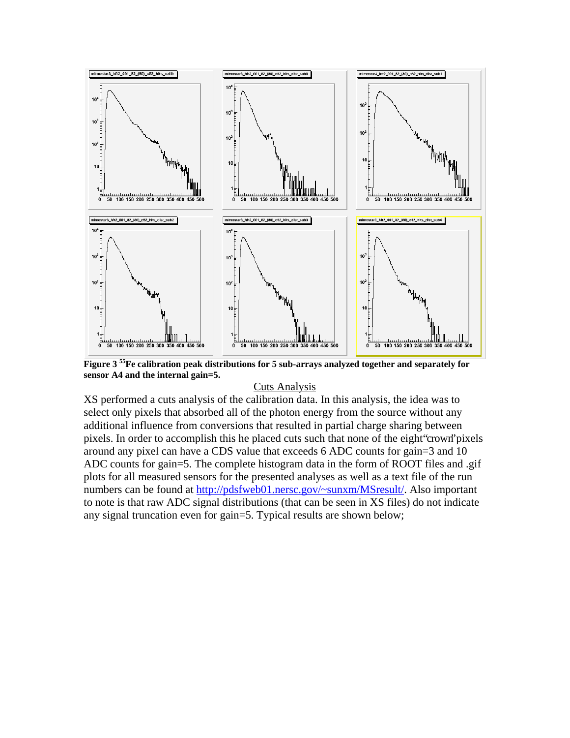**Figure 3 $^{55}$Fe calibration peak distributions for 5 sub-arrays analyzed together and separately for sensor A4 and the internal gain=5.**

## Cuts Analysis

XS performed a cuts analysis of the calibration data. In this analysis, the idea was to select only pixels that absorbed all of the photon energy from the source without any additional influence from conversions that resulted in partial charge sharing between pixels. In order to accomplish this he placed cuts such that none of the eight "crown" pixels around any pixel can have a CDS value that exceeds 6 ADC counts for gain=3 and 10 ADC counts for gain=5. The complete histogram data in the form of ROOT files and .gif plots for all measured sensors for the presented analyses as well as a text file of the run numbers can be found at [http://pdsfweb01.nersc.gov/~sunxm/MSresult/](http://pdsfweb01.nersc.gov/~sunxm/MSresult/). Also important to note is that raw ADC signal distributions (that can be seen in XS files) do not indicate any signal truncation even for gain=5. Typical results are shown below;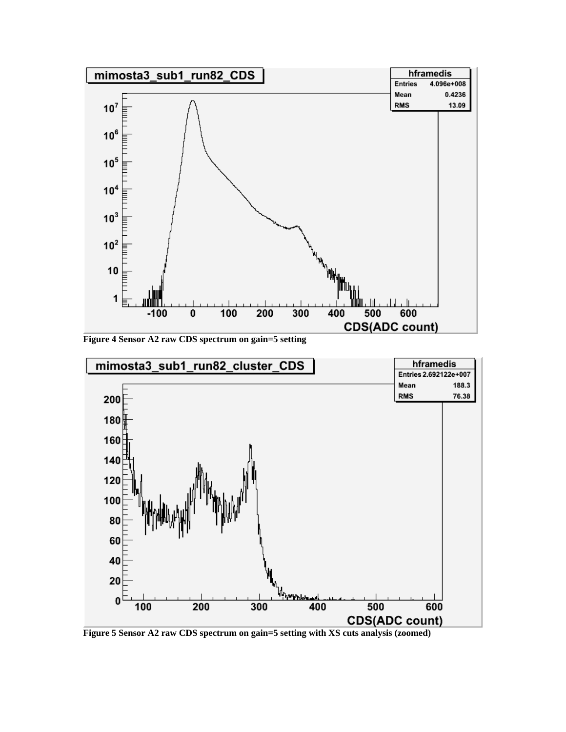Figure 4 Sensor A2 raw CDS spectrum on gain=5 setting

Figure 5 Sensor A2 raw CDS spectrum on gain=5 setting with XS cuts analysis (zoomed)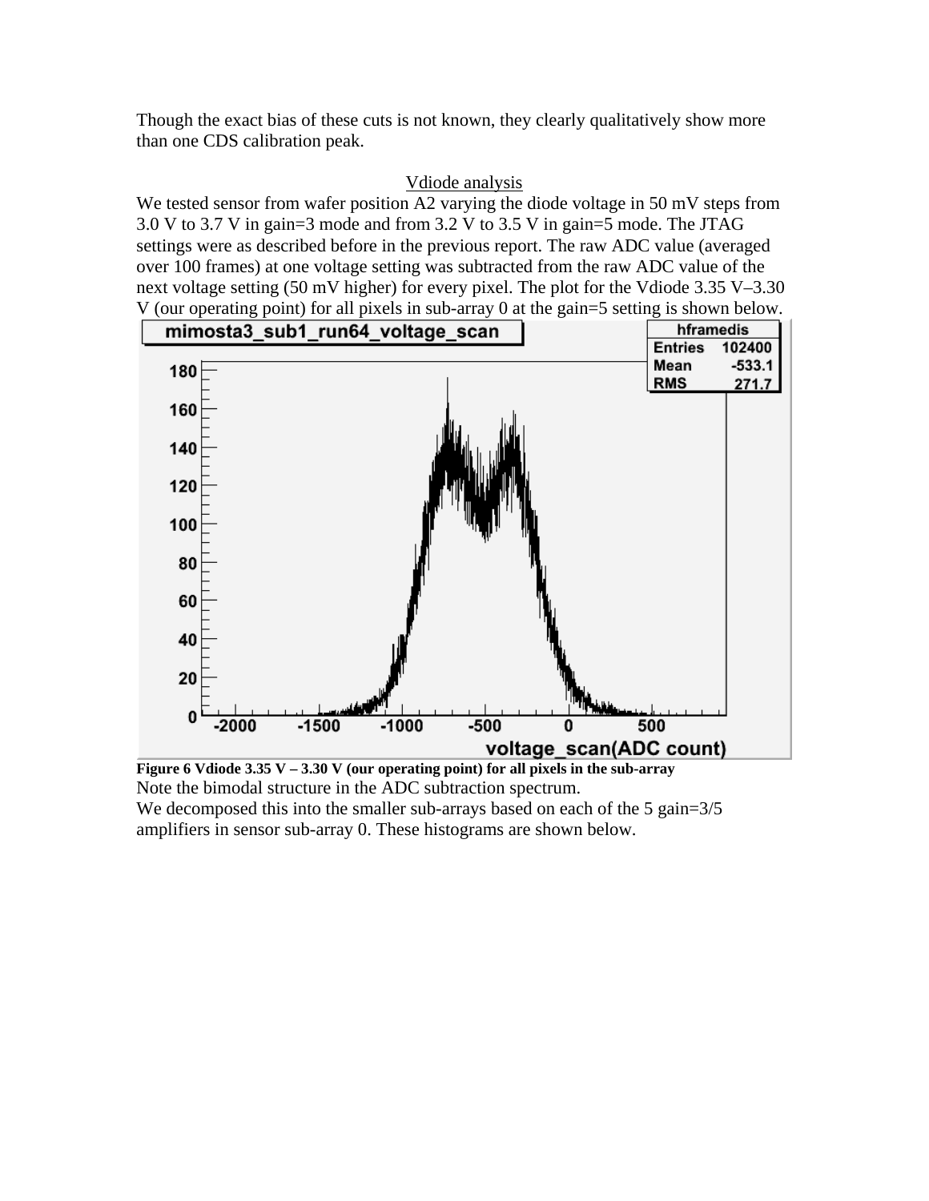Though the exact bias of these cuts is not known, they clearly qualitatively show more than one CDS calibration peak.

## Vdiode analysis

We tested sensor from wafer position A2 varying the diode voltage in 50 mV steps from 3.0 V to 3.7 V in gain=3 mode and from 3.2 V to 3.5 V in gain=5 mode. The JTAG settings were as described before in the previous report. The raw ADC value (averaged over 100 frames) at one voltage setting was subtracted from the raw ADC value of the next voltage setting (50 mV higher) for every pixel. The plot for the Vdiode 3.35 V–3.30 V (our operating point) for all pixels in sub-array 0 at the gain=5 setting is shown below.

**Figure 6 Vdiode 3.35 V – 3.30 V (our operating point) for all pixels in the sub-array**

Note the bimodal structure in the ADC subtraction spectrum.

We decomposed this into the smaller sub-arrays based on each of the 5 gain=3/5 amplifiers in sensor sub-array 0. These histograms are shown below.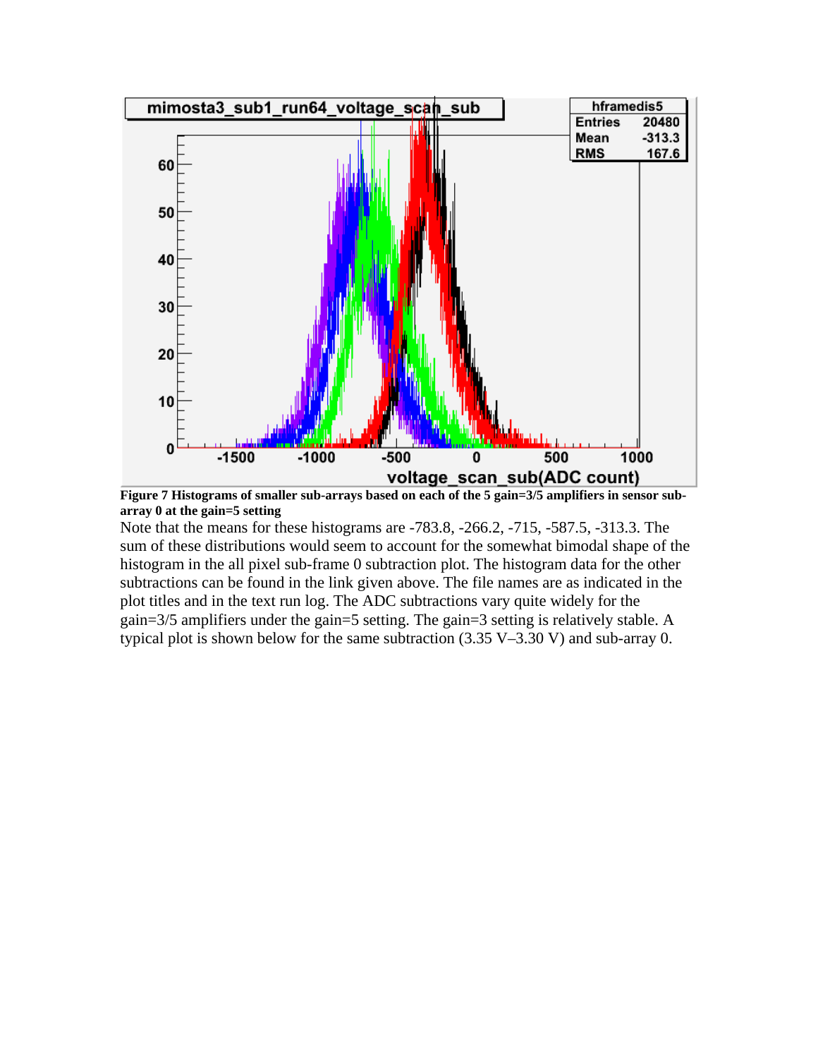**Figure 7 Histograms of smaller sub-arrays based on each of the 5 gain=3/5 amplifiers in sensor sub-array 0 at the gain=5 setting**

Note that the means for these histograms are -783.8, -266.2, -715, -587.5, -313.3. The sum of these distributions would seem to account for the somewhat bimodal shape of the histogram in the all pixel sub-frame 0 subtraction plot. The histogram data for the other subtractions can be found in the link given above. The file names are as indicated in the plot titles and in the text run log. The ADC subtractions vary quite widely for the gain=3/5 amplifiers under the gain=5 setting. The gain=3 setting is relatively stable. A typical plot is shown below for the same subtraction (3.35 V–3.30 V) and sub-array 0.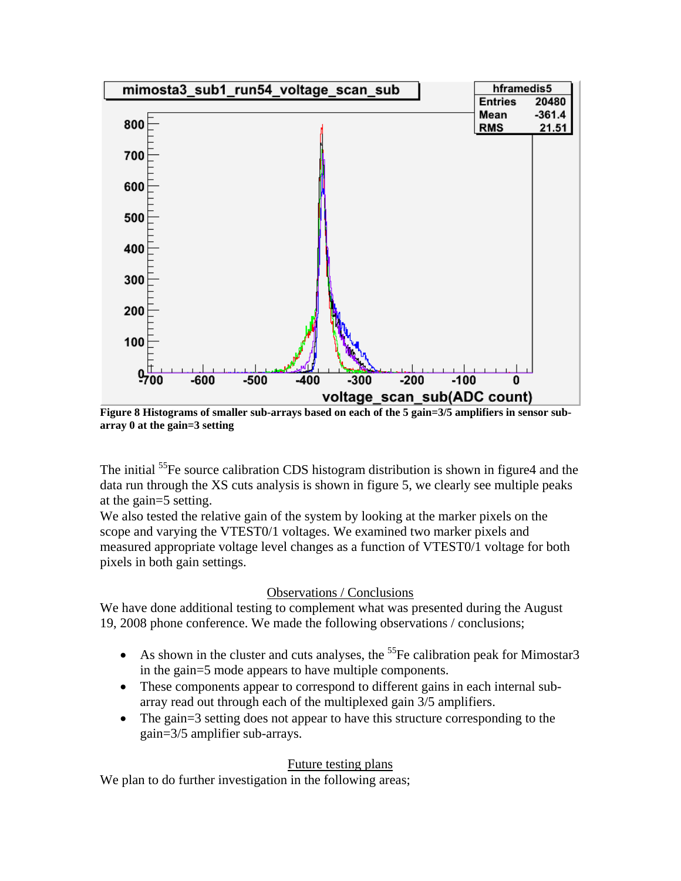Figure 8 Histograms of smaller sub-arrays based on each of the 5 gain=3/5 amplifiers in sensor sub-array 0 at the gain=3 setting

The initial $^{55}$Fe source calibration CDS histogram distribution is shown in figure4 and the data run through the XS cuts analysis is shown in figure 5, we clearly see multiple peaks at the gain=5 setting.

We also tested the relative gain of the system by looking at the marker pixels on the scope and varying the VTEST0/1 voltages. We examined two marker pixels and measured appropriate voltage level changes as a function of VTEST0/1 voltage for both pixels in both gain settings.

## Observations / Conclusions

We have done additional testing to complement what was presented during the August 19, 2008 phone conference. We made the following observations / conclusions;

- As shown in the cluster and cuts analyses, the $^{55}$Fe calibration peak for Mimostar3 in the gain=5 mode appears to have multiple components.
- These components appear to correspond to different gains in each internal sub-array read out through each of the multiplexed gain 3/5 amplifiers.
- The gain=3 setting does not appear to have this structure corresponding to the gain=3/5 amplifier sub-arrays.

## Future testing plans

We plan to do further investigation in the following areas;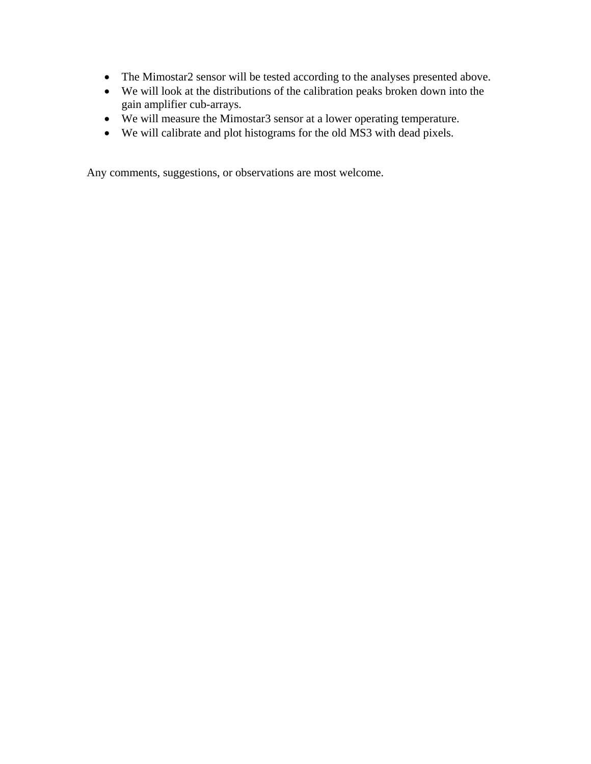- The Mimostar2 sensor will be tested according to the analyses presented above.
- We will look at the distributions of the calibration peaks broken down into the gain amplifier cub-arrays.
- We will measure the Mimostar3 sensor at a lower operating temperature.
- We will calibrate and plot histograms for the old MS3 with dead pixels.

Any comments, suggestions, or observations are most welcome.